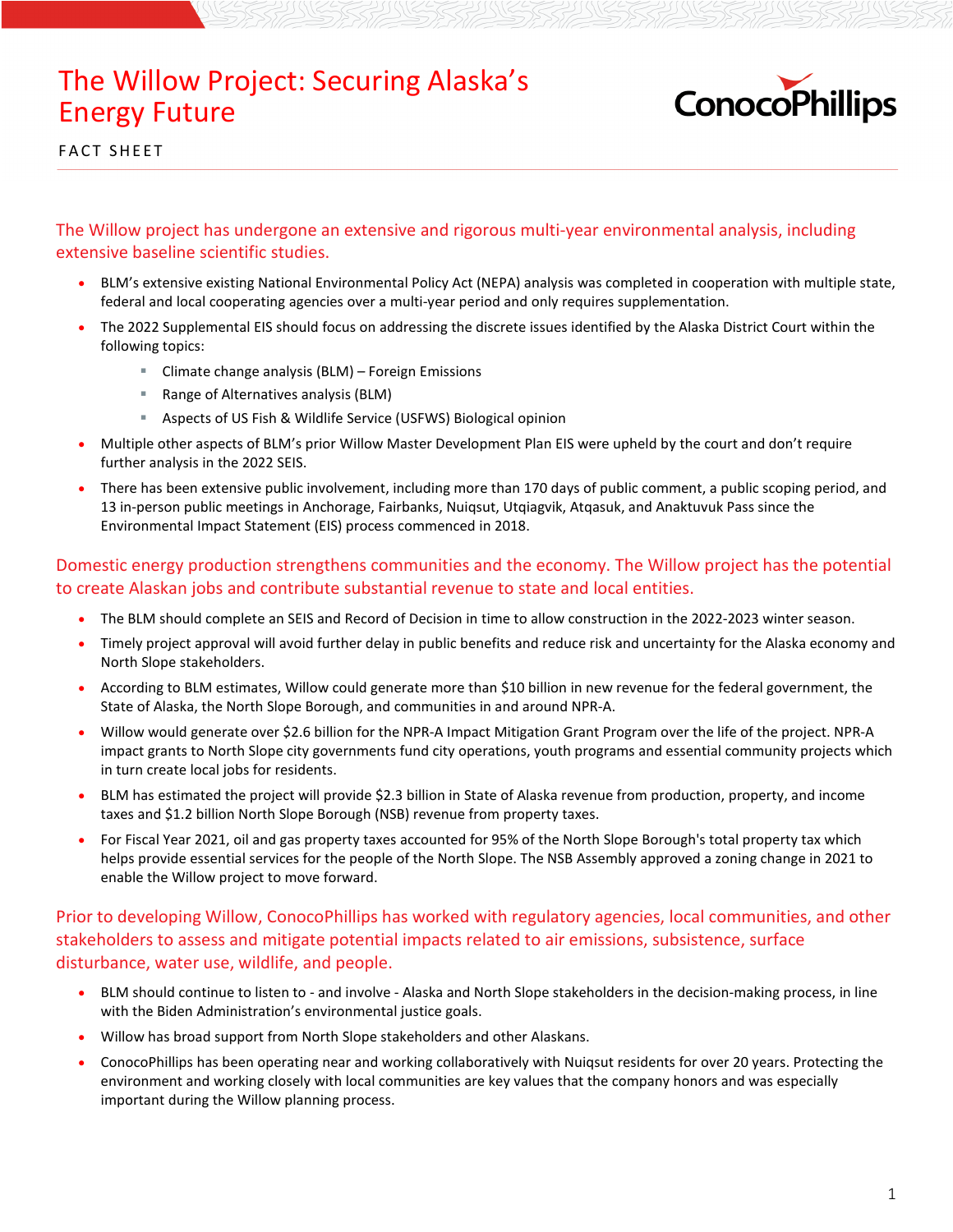# The Willow Project: Securing Alaska's Energy Future

ConocoPhillips

FACT SHEET

## The Willow project has undergone an extensive and rigorous multi-year environmental analysis, including extensive baseline scientific studies.

- BLM's extensive existing National Environmental Policy Act (NEPA) analysis was completed in cooperation with multiple state, federal and local cooperating agencies over a multi-year period and only requires supplementation.
- The 2022 Supplemental EIS should focus on addressing the discrete issues identified by the Alaska District Court within the following topics:
  - Climate change analysis (BLM) – Foreign Emissions
  - Range of Alternatives analysis (BLM)
  - Aspects of US Fish & Wildlife Service (USFWS) Biological opinion
- Multiple other aspects of BLM's prior Willow Master Development Plan EIS were upheld by the court and don't require further analysis in the 2022 SEIS.
- There has been extensive public involvement, including more than 170 days of public comment, a public scoping period, and 13 in-person public meetings in Anchorage, Fairbanks, Nuiqsut, Utqiagvik, Atqasuk, and Anaktuvuk Pass since the Environmental Impact Statement (EIS) process commenced in 2018.

## Domestic energy production strengthens communities and the economy. The Willow project has the potential to create Alaskan jobs and contribute substantial revenue to state and local entities.

- The BLM should complete an SEIS and Record of Decision in time to allow construction in the 2022-2023 winter season.
- Timely project approval will avoid further delay in public benefits and reduce risk and uncertainty for the Alaska economy and North Slope stakeholders.
- According to BLM estimates, Willow could generate more than $10 billion in new revenue for the federal government, the State of Alaska, the North Slope Borough, and communities in and around NPR-A.
- Willow would generate over $2.6 billion for the NPR-A Impact Mitigation Grant Program over the life of the project. NPR-A impact grants to North Slope city governments fund city operations, youth programs and essential community projects which in turn create local jobs for residents.
- BLM has estimated the project will provide $2.3 billion in State of Alaska revenue from production, property, and income taxes and $1.2 billion North Slope Borough (NSB) revenue from property taxes.
- For Fiscal Year 2021, oil and gas property taxes accounted for 95% of the North Slope Borough's total property tax which helps provide essential services for the people of the North Slope. The NSB Assembly approved a zoning change in 2021 to enable the Willow project to move forward.

## Prior to developing Willow, ConocoPhillips has worked with regulatory agencies, local communities, and other stakeholders to assess and mitigate potential impacts related to air emissions, subsistence, surface disturbance, water use, wildlife, and people.

- BLM should continue to listen to - and involve - Alaska and North Slope stakeholders in the decision-making process, in line with the Biden Administration's environmental justice goals.
- Willow has broad support from North Slope stakeholders and other Alaskans.
- ConocoPhillips has been operating near and working collaboratively with Nuiqsut residents for over 20 years. Protecting the environment and working closely with local communities are key values that the company honors and was especially important during the Willow planning process.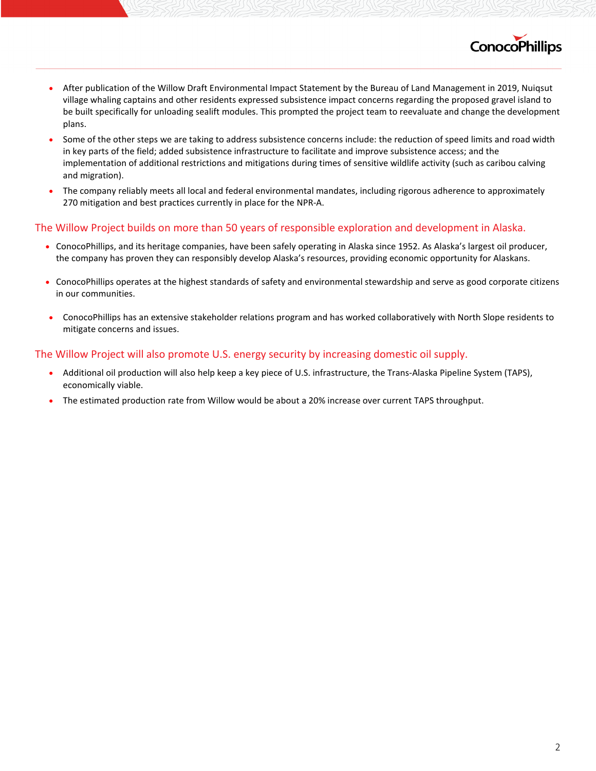- After publication of the Willow Draft Environmental Impact Statement by the Bureau of Land Management in 2019, Nuiqsut village whaling captains and other residents expressed subsistence impact concerns regarding the proposed gravel island to be built specifically for unloading sealift modules. This prompted the project team to reevaluate and change the development plans.
- Some of the other steps we are taking to address subsistence concerns include: the reduction of speed limits and road width in key parts of the field; added subsistence infrastructure to facilitate and improve subsistence access; and the implementation of additional restrictions and mitigations during times of sensitive wildlife activity (such as caribou calving and migration).
- The company reliably meets all local and federal environmental mandates, including rigorous adherence to approximately 270 mitigation and best practices currently in place for the NPR-A.

## The Willow Project builds on more than 50 years of responsible exploration and development in Alaska.

- ConocoPhillips, and its heritage companies, have been safely operating in Alaska since 1952. As Alaska's largest oil producer, the company has proven they can responsibly develop Alaska's resources, providing economic opportunity for Alaskans.
- ConocoPhillips operates at the highest standards of safety and environmental stewardship and serve as good corporate citizens in our communities.
- ConocoPhillips has an extensive stakeholder relations program and has worked collaboratively with North Slope residents to mitigate concerns and issues.

## The Willow Project will also promote U.S. energy security by increasing domestic oil supply.

- Additional oil production will also help keep a key piece of U.S. infrastructure, the Trans-Alaska Pipeline System (TAPS), economically viable.
- The estimated production rate from Willow would be about a 20% increase over current TAPS throughput.